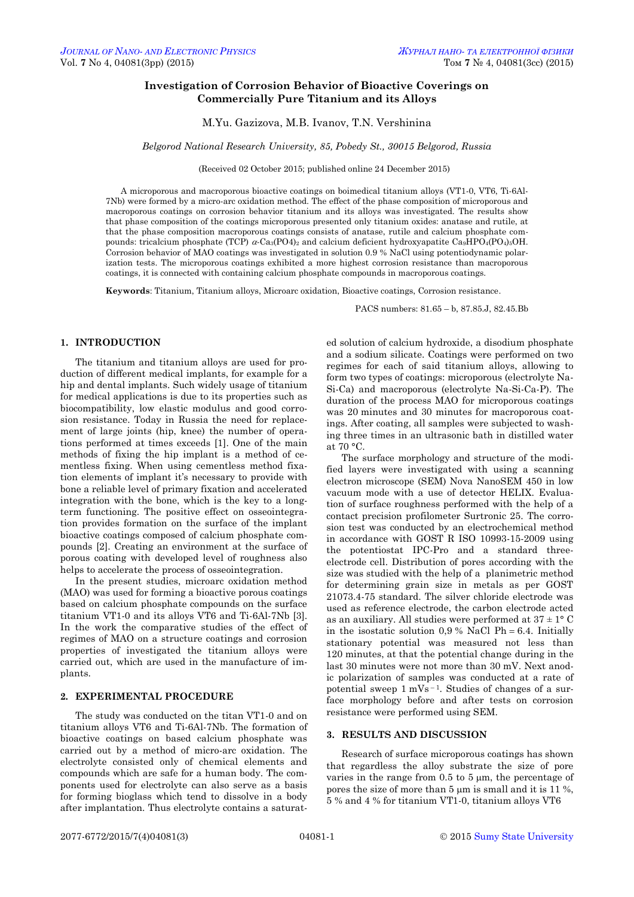# Investigation of Corrosion Behavior of Bioactive Coverings on Commercially Pure Titanium and its Alloys

M.Yu. Gazizova, M.B. Ivanov, T.N. Vershinina

*Belgorod National Research University, 85, Pobedy St., 30015 Belgorod, Russia*

(Received 02 October 2015; published online 24 December 2015)

A microporous and macroporous bioactive coatings on boimedical titanium alloys (VT1-0, VT6, Ti-6Al-7Nb) were formed by a micro-arc oxidation method. The effect of the phase composition of microporous and macroporous coatings on corrosion behavior titanium and its alloys was investigated. The results show that phase composition of the coatings microporous presented only titanium oxides: anatase and rutile, at that the phase composition macroporous coatings consists of anatase, rutile and calcium phosphate compounds: tricalcium phosphate (TCP) $\alpha$-$Ca_3(PO4)_2$ and calcium deficient hydroxyapatite $Ca_9HPO_4(PO_4)_5OH$. Corrosion behavior of MAO coatings was investigated in solution 0.9 % NaCl using potentiodynamic polarization tests. The microporous coatings exhibited a more highest corrosion resistance than macroporous coatings, it is connected with containing calcium phosphate compounds in macroporous coatings.

**Keywords**: Titanium, Titanium alloys, Microarc oxidation, Bioactive coatings, Corrosion resistance.

PACS numbers: 81.65 – b, 87.85.J, 82.45.Bb

## 1. INTRODUCTION

The titanium and titanium alloys are used for production of different medical implants, for example for a hip and dental implants. Such widely usage of titanium for medical applications is due to its properties such as biocompatibility, low elastic modulus and good corrosion resistance. Today in Russia the need for replacement of large joints (hip, knee) the number of operations performed at times exceeds [1]. One of the main methods of fixing the hip implant is a method of cementless fixing. When using cementless method fixation elements of implant it's necessary to provide with bone a reliable level of primary fixation and accelerated integration with the bone, which is the key to a long-term functioning. The positive effect on osseointegration provides formation on the surface of the implant bioactive coatings composed of calcium phosphate compounds [2]. Creating an environment at the surface of porous coating with developed level of roughness also helps to accelerate the process of osseointegration.

In the present studies, microarc oxidation method (MAO) was used for forming a bioactive porous coatings based on calcium phosphate compounds on the surface titanium VT1-0 and its alloys VT6 and Ti-6Al-7Nb [3]. In the work the comparative studies of the effect of regimes of MAO on a structure coatings and corrosion properties of investigated the titanium alloys were carried out, which are used in the manufacture of implants.

## 2. EXPERIMENTAL PROCEDURE

The study was conducted on the titan VT1-0 and on titanium alloys VT6 and Ti-6Al-7Nb. The formation of bioactive coatings on based calcium phosphate was carried out by a method of micro-arc oxidation. The electrolyte consisted only of chemical elements and compounds which are safe for a human body. The components used for electrolyte can also serve as a basis for forming bioglass which tend to dissolve in a body after implantation. Thus electrolyte contains a saturated solution of calcium hydroxide, a disodium phosphate and a sodium silicate. Coatings were performed on two regimes for each of said titanium alloys, allowing to form two types of coatings: microporous (electrolyte Na-Si-Ca) and macroporous (electrolyte Na-Si-Ca-P). The duration of the process MAO for microporous coatings was 20 minutes and 30 minutes for macroporous coatings. After coating, all samples were subjected to washing three times in an ultrasonic bath in distilled water at 70 °C.

The surface morphology and structure of the modified layers were investigated with using a scanning electron microscope (SEM) Nova NanoSEM 450 in low vacuum mode with a use of detector HELIX. Evaluation of surface roughness performed with the help of a contact precision profilometer Surtronic 25. The corrosion test was conducted by an electrochemical method in accordance with GOST R ISO 10993-15-2009 using the potentiostat IPC-Pro and a standard three-electrode cell. Distribution of pores according with the size was studied with the help of a planimetric method for determining grain size in metals as per GOST 21073.4-75 standard. The silver chloride electrode was used as reference electrode, the carbon electrode acted as an auxiliary. All studies were performed at 37 ± 1° C in the isostatic solution 0,9 % NaCl Ph = 6.4. Initially stationary potential was measured not less than 120 minutes, at that the potential change during in the last 30 minutes were not more than 30 mV. Next anodic polarization of samples was conducted at a rate of potential sweep 1 $mVs^{-1}$. Studies of changes of a surface morphology before and after tests on corrosion resistance were performed using SEM.

## 3. RESULTS AND DISCUSSION

Research of surface microporous coatings has shown that regardless the alloy substrate the size of pore varies in the range from 0.5 to 5 μm, the percentage of pores the size of more than 5 μm is small and it is 11 %, 5 % and 4 % for titanium VT1-0, titanium alloys VT6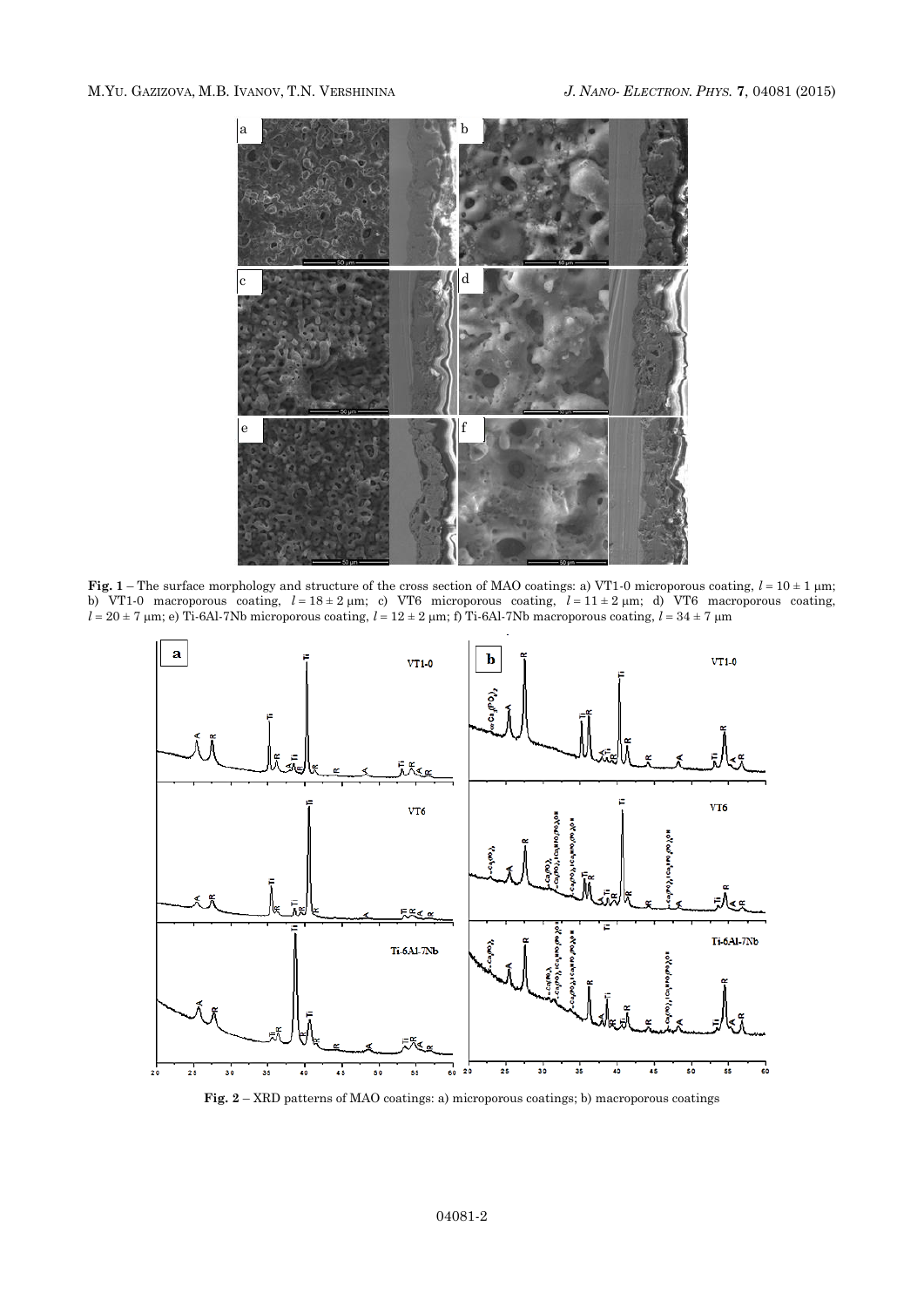**Fig. 1** – The surface morphology and structure of the cross section of MAO coatings: a) VT1-0 microporous coating, $l = 10 \pm 1$ μm; b) VT1-0 macroporous coating, $l = 18 \pm 2$ μm; c) VT6 microporous coating, $l = 11 \pm 2$ μm; d) VT6 macroporous coating, $l = 20 \pm 7$ μm; e) Ti-6Al-7Nb microporous coating, $l = 12 \pm 2$ μm; f) Ti-6Al-7Nb macroporous coating, $l = 34 \pm 7$ μm

**Fig. 2** – XRD patterns of MAO coatings: a) microporous coatings; b) macroporous coatings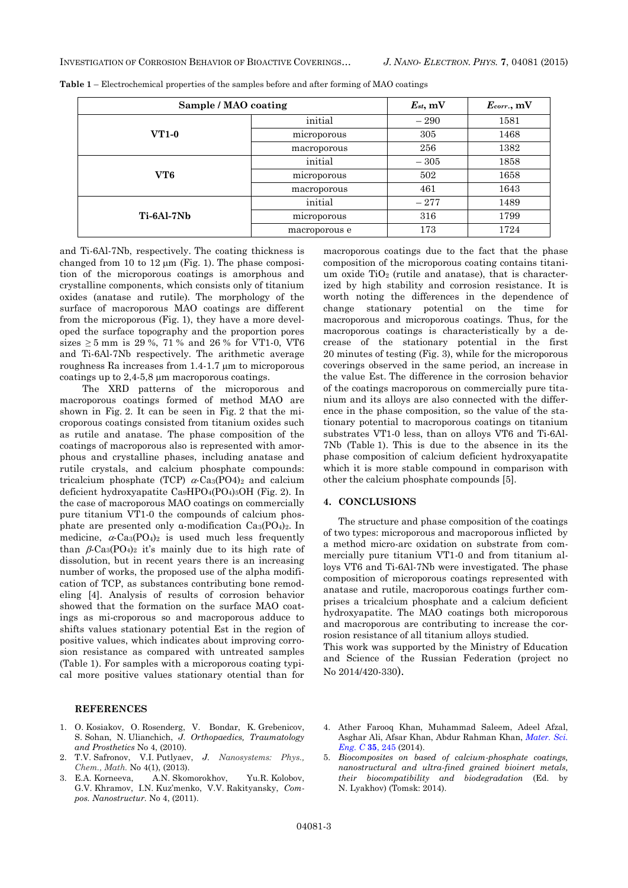**Table 1** – Electrochemical properties of the samples before and after forming of MAO coatings

| Sample / MAO coating | | $E_{st}$, mV | $E_{corr.}$, mV |
|---|---|---|---|
| **VT1-0** | initial | – 290 | 1581 |
| | microporous | 305 | 1468 |
| | macroporous | 256 | 1382 |
| **VT6** | initial | – 305 | 1858 |
| | microporous | 502 | 1658 |
| | macroporous | 461 | 1643 |
| **Ti-6Al-7Nb** | initial | – 277 | 1489 |
| | microporous | 316 | 1799 |
| | macroporous e | 173 | 1724 |

and Ti-6Al-7Nb, respectively. The coating thickness is changed from 10 to 12 μm (Fig. 1). The phase composition of the microporous coatings is amorphous and crystalline components, which consists only of titanium oxides (anatase and rutile). The morphology of the surface of macroporous MAO coatings are different from the microporous (Fig. 1), they have a more developed the surface topography and the proportion pores sizes ≥ 5 mm is 29 %, 71 % and 26 % for VT1-0, VT6 and Ti-6Al-7Nb respectively. The arithmetic average roughness Ra increases from 1.4-1.7 μm to microporous coatings up to 2,4-5,8 μm macroporous coatings.

The XRD patterns of the microporous and macroporous coatings formed of method MAO are shown in Fig. 2. It can be seen in Fig. 2 that the microporous coatings consisted from titanium oxides such as rutile and anatase. The phase composition of the coatings of macroporous also is represented with amorphous and crystalline phases, including anatase and rutile crystals, and calcium phosphate compounds: tricalcium phosphate (TCP) $\alpha$-$Ca_3(PO4)_2$ and calcium deficient hydroxyapatite $Ca_9HPO_4(PO_4)_5OH$ (Fig. 2). In the case of macroporous MAO coatings on commercially pure titanium VT1-0 the compounds of calcium phosphate are presented only α-modification $Ca_3(PO_4)_2$. In medicine, $\alpha$-$Ca_3(PO_4)_2$ is used much less frequently than $\beta$-$Ca_3(PO_4)_2$ it's mainly due to its high rate of dissolution, but in recent years there is an increasing number of works, the proposed use of the alpha modification of TCP, as substances contributing bone remodeling [4]. Analysis of results of corrosion behavior showed that the formation on the surface MAO coatings as mi-croporous so and macroporous adduce to shifts values stationary potential Est in the region of positive values, which indicates about improving corrosion resistance as compared with untreated samples (Table 1). For samples with a microporous coating typical more positive values stationary otential than for macroporous coatings due to the fact that the phase composition of the microporous coating contains titanium oxide $TiO_2$ (rutile and anatase), that is characterized by high stability and corrosion resistance. It is worth noting the differences in the dependence of change stationary potential on the time for macroporous and microporous coatings. Thus, for the macroporous coatings is characteristically by a decrease of the stationary potential in the first 20 minutes of testing (Fig. 3), while for the microporous coverings observed in the same period, an increase in the value Est. The difference in the corrosion behavior of the coatings macroporous on commercially pure titanium and its alloys are also connected with the difference in the phase composition, so the value of the stationary potential to macroporous coatings on titanium substrates VT1-0 less, than on alloys VT6 and Ti-6Al-7Nb (Table 1). This is due to the absence in its the phase composition of calcium deficient hydroxyapatite which it is more stable compound in comparison with other the calcium phosphate compounds [5].

## 4. CONCLUSIONS

The structure and phase composition of the coatings of two types: microporous and macroporous inflicted by a method micro-arc oxidation on substrate from commercially pure titanium VT1-0 and from titanium alloys VT6 and Ti-6Al-7Nb were investigated. The phase composition of microporous coatings represented with anatase and rutile, macroporous coatings further comprises a tricalcium phosphate and a calcium deficient hydroxyapatite. The MAO coatings both microporous and macroporous are contributing to increase the corrosion resistance of all titanium alloys studied.

This work was supported by the Ministry of Education and Science of the Russian Federation (project no No 2014/420-330).

## REFERENCES

1. O. Kosiakov, O. Rosenderg, V. Bondar, K. Grebenicov, S. Sohan, N. Ulianchich, *J. Orthopaedics, Traumatology and Prosthetics* No 4, (2010).
2. T.V. Safronov, V.I. Putlyaev, *J. Nanosystems: Phys., Chem., Math.* No 4(1), (2013).
3. E.A. Korneeva, A.N. Skomorokhov, Yu.R. Kolobov, G.V. Khramov, I.N. Kuz'menko, V.V. Rakityansky, *Compos. Nanostructur.* No 4, (2011).
4. Ather Farooq Khan, Muhammad Saleem, Adeel Afzal, Asghar Ali, Afsar Khan, Abdur Rahman Khan, *Mater. Sci. Eng. C* **35**, 245 (2014).
5. *Biocomposites on based of calcium-phosphate coatings, nanostructural and ultra-fined grained bioinert metals, their biocompatibility and biodegradation* (Ed. by N. Lyakhov) (Tomsk: 2014).